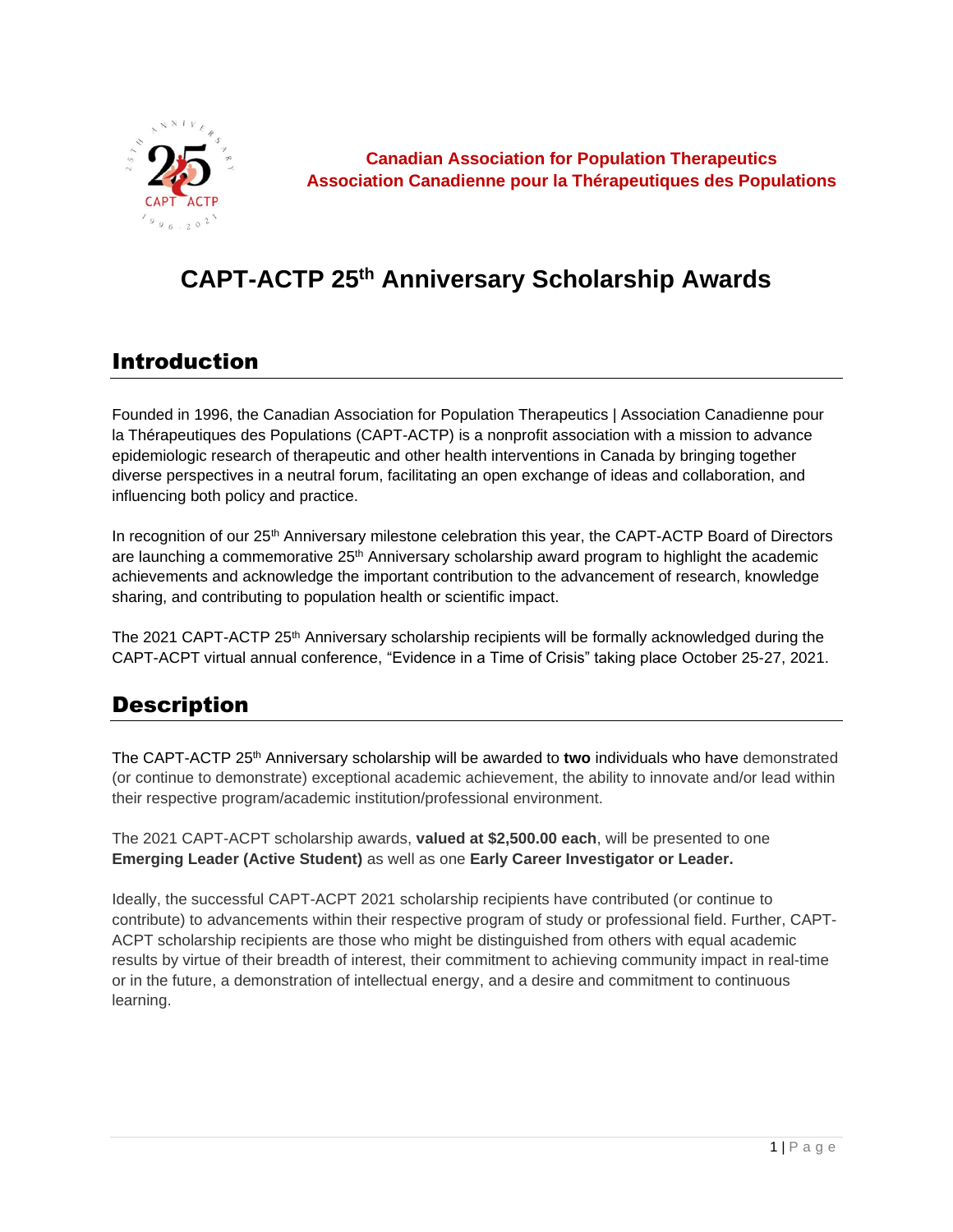**Canadian Association for Population Therapeutics**
**Association Canadienne pour la Thérapeutiques des Populations**

# CAPT-ACTP 25th Anniversary Scholarship Awards

## Introduction

Founded in 1996, the Canadian Association for Population Therapeutics | Association Canadienne pour la Thérapeutiques des Populations (CAPT-ACTP) is a nonprofit association with a mission to advance epidemiologic research of therapeutic and other health interventions in Canada by bringing together diverse perspectives in a neutral forum, facilitating an open exchange of ideas and collaboration, and influencing both policy and practice.

In recognition of our 25th Anniversary milestone celebration this year, the CAPT-ACTP Board of Directors are launching a commemorative 25th Anniversary scholarship award program to highlight the academic achievements and acknowledge the important contribution to the advancement of research, knowledge sharing, and contributing to population health or scientific impact.

The 2021 CAPT-ACTP 25th Anniversary scholarship recipients will be formally acknowledged during the CAPT-ACPT virtual annual conference, "Evidence in a Time of Crisis" taking place October 25-27, 2021.

## Description

The CAPT-ACTP 25th Anniversary scholarship will be awarded to **two** individuals who have demonstrated (or continue to demonstrate) exceptional academic achievement, the ability to innovate and/or lead within their respective program/academic institution/professional environment.

The 2021 CAPT-ACPT scholarship awards, **valued at $2,500.00 each**, will be presented to one **Emerging Leader (Active Student)** as well as one **Early Career Investigator or Leader.**

Ideally, the successful CAPT-ACPT 2021 scholarship recipients have contributed (or continue to contribute) to advancements within their respective program of study or professional field. Further, CAPT-ACPT scholarship recipients are those who might be distinguished from others with equal academic results by virtue of their breadth of interest, their commitment to achieving community impact in real-time or in the future, a demonstration of intellectual energy, and a desire and commitment to continuous learning.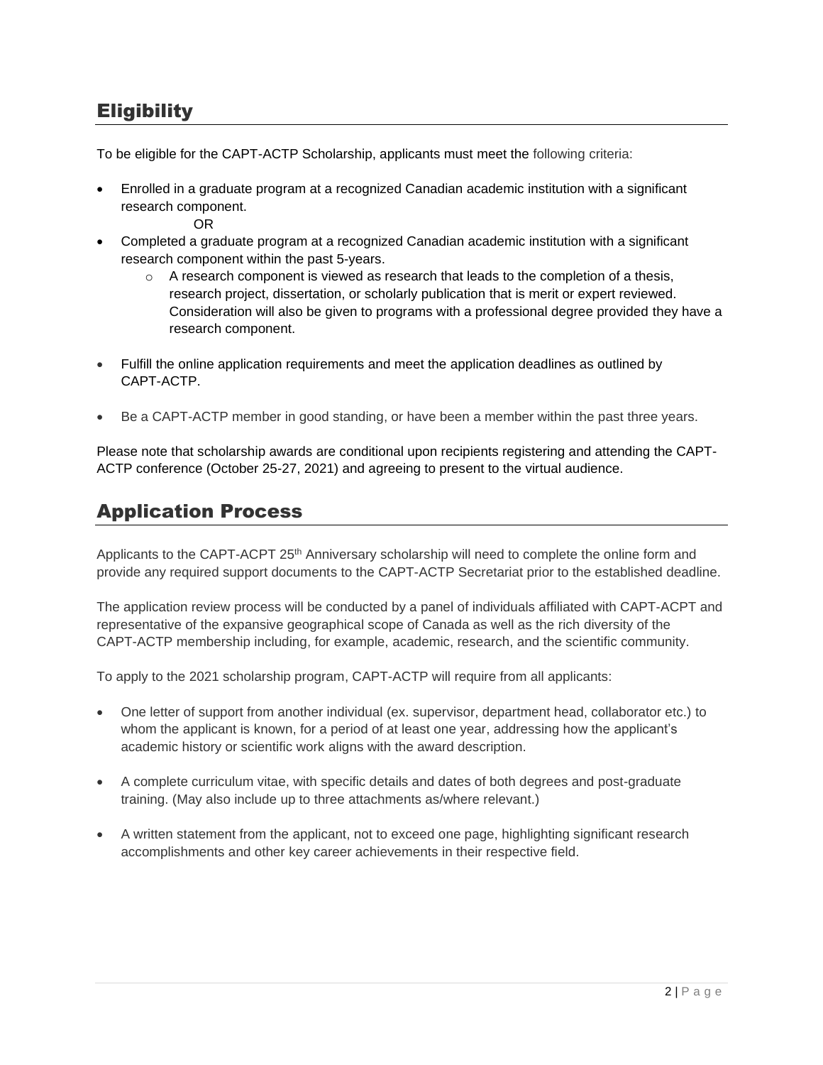## Eligibility

To be eligible for the CAPT-ACTP Scholarship, applicants must meet the following criteria:

- Enrolled in a graduate program at a recognized Canadian academic institution with a significant research component.

  OR

- Completed a graduate program at a recognized Canadian academic institution with a significant research component within the past 5-years.
  - A research component is viewed as research that leads to the completion of a thesis, research project, dissertation, or scholarly publication that is merit or expert reviewed. Consideration will also be given to programs with a professional degree provided they have a research component.

- Fulfill the online application requirements and meet the application deadlines as outlined by CAPT-ACTP.

- Be a CAPT-ACTP member in good standing, or have been a member within the past three years.

Please note that scholarship awards are conditional upon recipients registering and attending the CAPT-ACTP conference (October 25-27, 2021) and agreeing to present to the virtual audience.

## Application Process

Applicants to the CAPT-ACPT 25th Anniversary scholarship will need to complete the online form and provide any required support documents to the CAPT-ACTP Secretariat prior to the established deadline.

The application review process will be conducted by a panel of individuals affiliated with CAPT-ACPT and representative of the expansive geographical scope of Canada as well as the rich diversity of the CAPT-ACTP membership including, for example, academic, research, and the scientific community.

To apply to the 2021 scholarship program, CAPT-ACTP will require from all applicants:

- One letter of support from another individual (ex. supervisor, department head, collaborator etc.) to whom the applicant is known, for a period of at least one year, addressing how the applicant's academic history or scientific work aligns with the award description.

- A complete curriculum vitae, with specific details and dates of both degrees and post-graduate training. (May also include up to three attachments as/where relevant.)

- A written statement from the applicant, not to exceed one page, highlighting significant research accomplishments and other key career achievements in their respective field.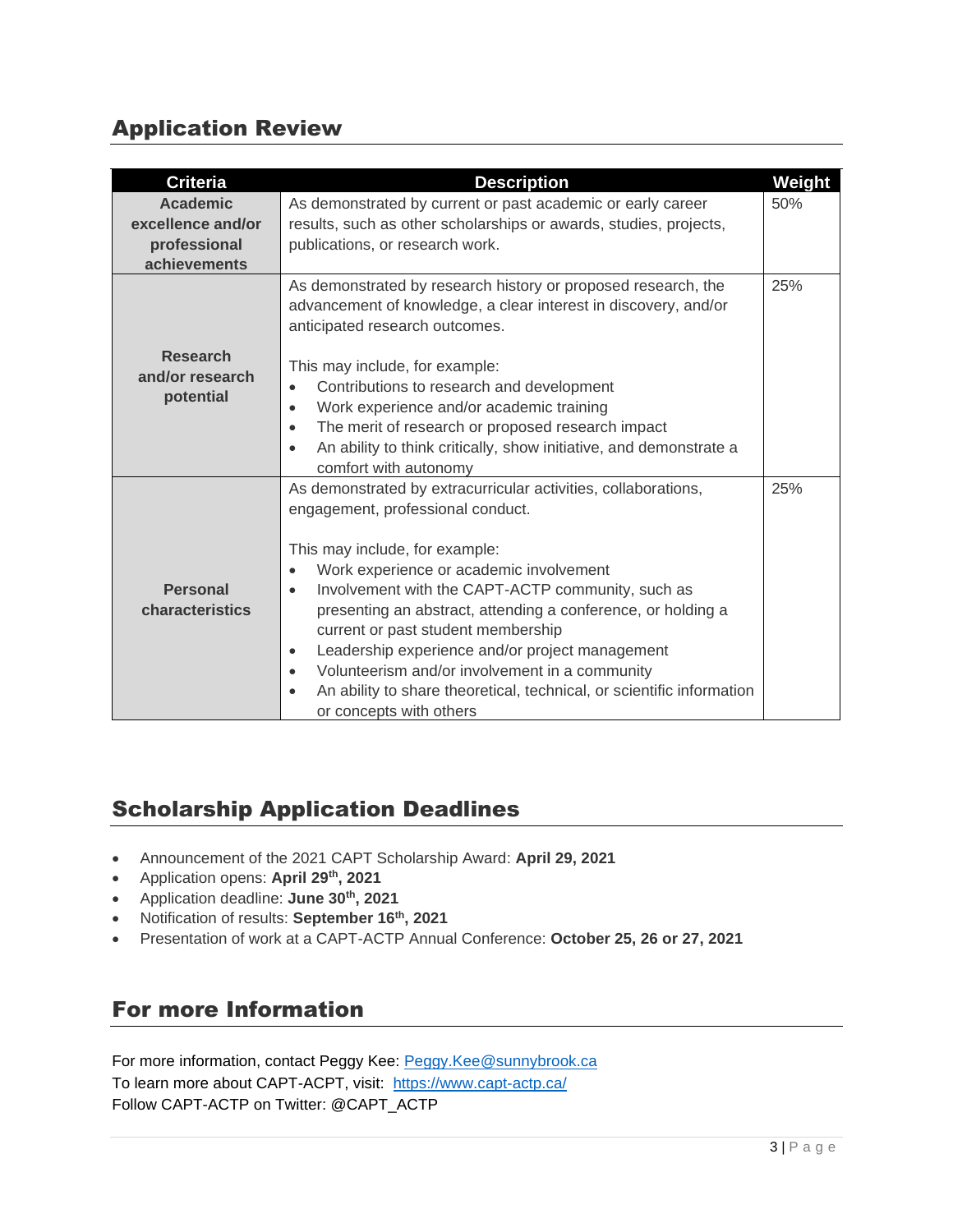## Application Review

| Criteria | Description | Weight |
|---|---|---|
| **Academic excellence and/or professional achievements** | As demonstrated by current or past academic or early career results, such as other scholarships or awards, studies, projects, publications, or research work. | 50% |
| **Research and/or research potential** | As demonstrated by research history or proposed research, the advancement of knowledge, a clear interest in discovery, and/or anticipated research outcomes.<br><br>This may include, for example:<br>• Contributions to research and development<br>• Work experience and/or academic training<br>• The merit of research or proposed research impact<br>• An ability to think critically, show initiative, and demonstrate a comfort with autonomy | 25% |
| **Personal characteristics** | As demonstrated by extracurricular activities, collaborations, engagement, professional conduct.<br><br>This may include, for example:<br>• Work experience or academic involvement<br>• Involvement with the CAPT-ACTP community, such as presenting an abstract, attending a conference, or holding a current or past student membership<br>• Leadership experience and/or project management<br>• Volunteerism and/or involvement in a community<br>• An ability to share theoretical, technical, or scientific information or concepts with others | 25% |

## Scholarship Application Deadlines

- Announcement of the 2021 CAPT Scholarship Award: **April 29, 2021**
- Application opens: **April 29th, 2021**
- Application deadline: **June 30th, 2021**
- Notification of results: **September 16th, 2021**
- Presentation of work at a CAPT-ACTP Annual Conference: **October 25, 26 or 27, 2021**

## For more Information

For more information, contact Peggy Kee: Peggy.Kee@sunnybrook.ca
To learn more about CAPT-ACPT, visit: https://www.capt-actp.ca/
Follow CAPT-ACTP on Twitter: @CAPT_ACTP